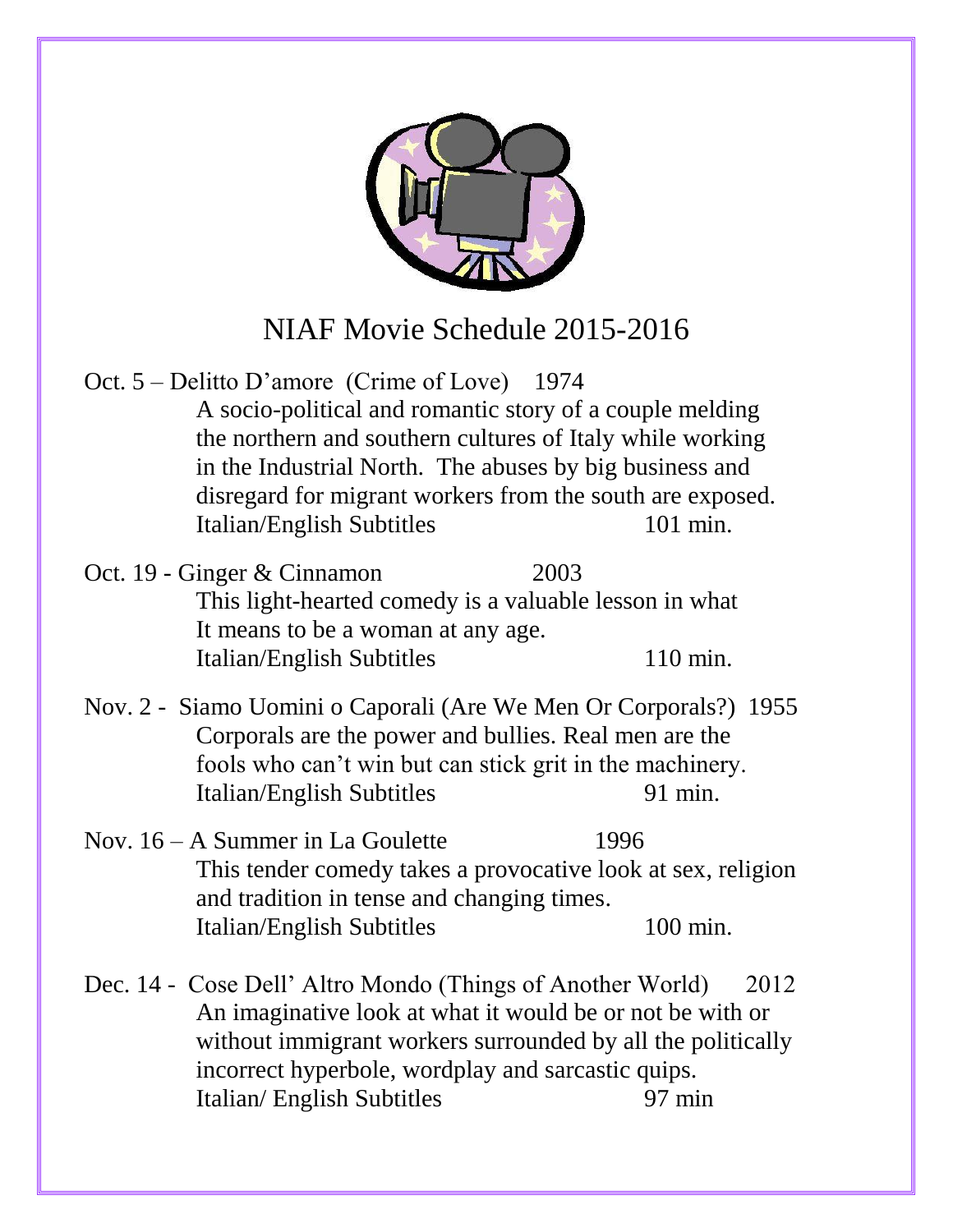# NIAF Movie Schedule 2015-2016

**Oct. 5 – Delitto D'amore (Crime of Love) 1974**

A socio-political and romantic story of a couple melding the northern and southern cultures of Italy while working in the Industrial North. The abuses by big business and disregard for migrant workers from the south are exposed.

Italian/English Subtitles 101 min.

**Oct. 19 - Ginger & Cinnamon 2003**

This light-hearted comedy is a valuable lesson in what It means to be a woman at any age.

Italian/English Subtitles 110 min.

**Nov. 2 - Siamo Uomini o Caporali (Are We Men Or Corporals?) 1955**

Corporals are the power and bullies. Real men are the fools who can't win but can stick grit in the machinery.

Italian/English Subtitles 91 min.

**Nov. 16 – A Summer in La Goulette 1996**

This tender comedy takes a provocative look at sex, religion and tradition in tense and changing times.

Italian/English Subtitles 100 min.

**Dec. 14 - Cose Dell' Altro Mondo (Things of Another World) 2012**

An imaginative look at what it would be or not be with or without immigrant workers surrounded by all the politically incorrect hyperbole, wordplay and sarcastic quips.

Italian/ English Subtitles 97 min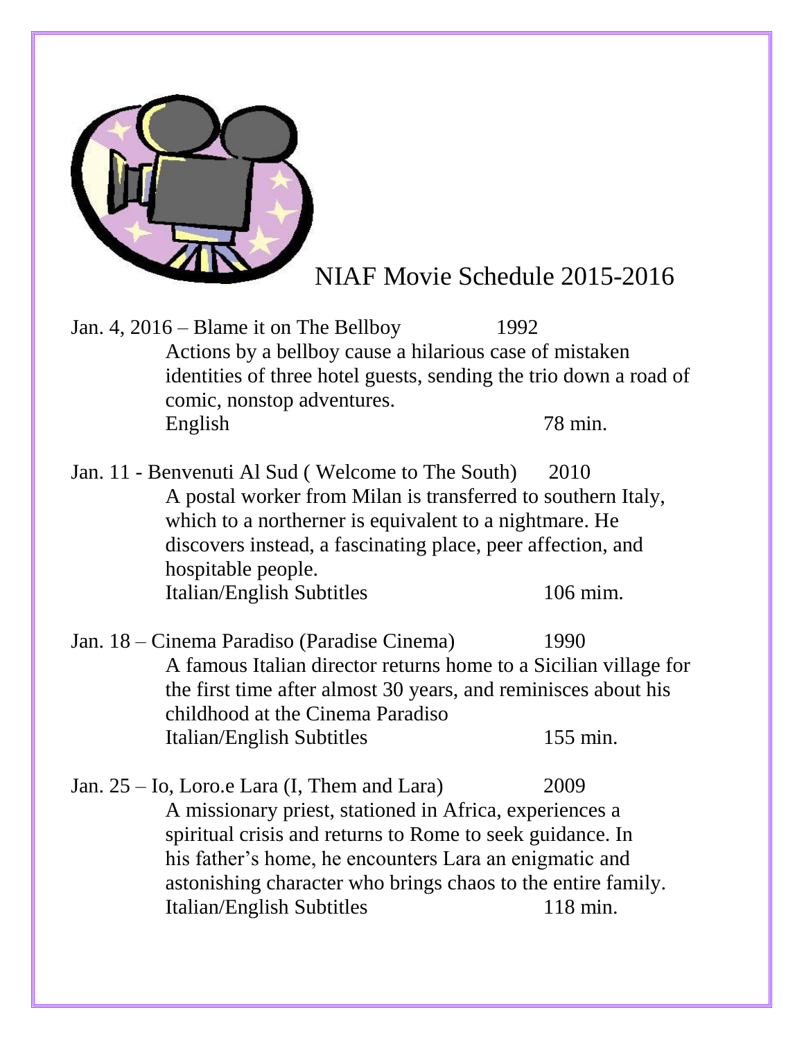# NIAF Movie Schedule 2015-2016

Jan. 4, 2016 – Blame it on The Bellboy 1992

Actions by a bellboy cause a hilarious case of mistaken identities of three hotel guests, sending the trio down a road of comic, nonstop adventures.

English 78 min.

Jan. 11 - Benvenuti Al Sud ( Welcome to The South) 2010

A postal worker from Milan is transferred to southern Italy, which to a northerner is equivalent to a nightmare. He discovers instead, a fascinating place, peer affection, and hospitable people.

Italian/English Subtitles 106 mim.

Jan. 18 – Cinema Paradiso (Paradise Cinema) 1990

A famous Italian director returns home to a Sicilian village for the first time after almost 30 years, and reminisces about his childhood at the Cinema Paradiso

Italian/English Subtitles 155 min.

Jan. 25 – Io, Loro.e Lara (I, Them and Lara) 2009

A missionary priest, stationed in Africa, experiences a spiritual crisis and returns to Rome to seek guidance. In his father's home, he encounters Lara an enigmatic and astonishing character who brings chaos to the entire family.

Italian/English Subtitles 118 min.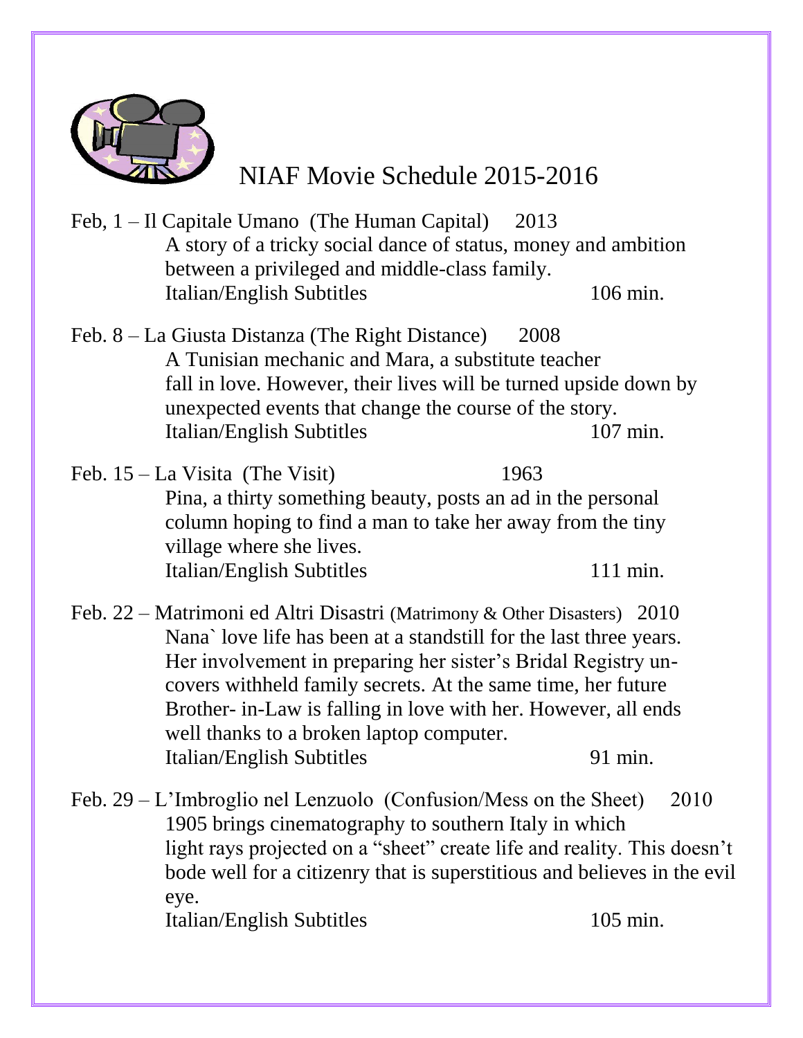# NIAF Movie Schedule 2015-2016

Feb, 1 – Il Capitale Umano (The Human Capital) 2013

A story of a tricky social dance of status, money and ambition between a privileged and middle-class family.

Italian/English Subtitles 106 min.

Feb. 8 – La Giusta Distanza (The Right Distance) 2008

A Tunisian mechanic and Mara, a substitute teacher fall in love. However, their lives will be turned upside down by unexpected events that change the course of the story.

Italian/English Subtitles 107 min.

Feb. 15 – La Visita (The Visit) 1963

Pina, a thirty something beauty, posts an ad in the personal column hoping to find a man to take her away from the tiny village where she lives.

Italian/English Subtitles 111 min.

Feb. 22 – Matrimoni ed Altri Disastri (Matrimony & Other Disasters) 2010

Nana` love life has been at a standstill for the last three years. Her involvement in preparing her sister's Bridal Registry uncovers withheld family secrets. At the same time, her future Brother- in-Law is falling in love with her. However, all ends well thanks to a broken laptop computer.

Italian/English Subtitles 91 min.

Feb. 29 – L'Imbroglio nel Lenzuolo (Confusion/Mess on the Sheet) 2010

1905 brings cinematography to southern Italy in which light rays projected on a "sheet" create life and reality. This doesn't bode well for a citizenry that is superstitious and believes in the evil eye.

Italian/English Subtitles 105 min.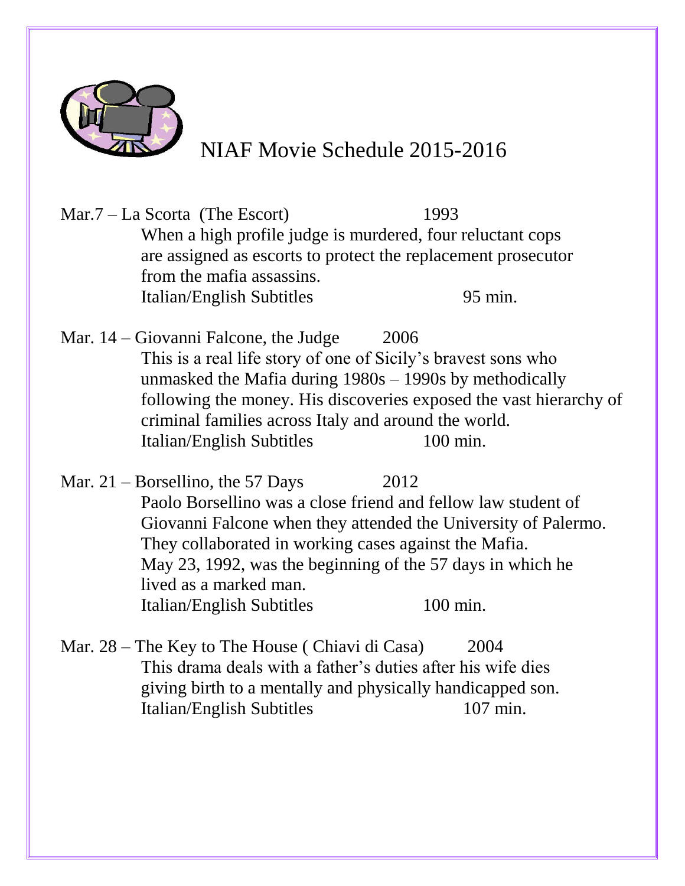# NIAF Movie Schedule 2015-2016

Mar.7 – La Scorta (The Escort) 1993

When a high profile judge is murdered, four reluctant cops are assigned as escorts to protect the replacement prosecutor from the mafia assassins.

Italian/English Subtitles 95 min.

Mar. 14 – Giovanni Falcone, the Judge 2006

This is a real life story of one of Sicily's bravest sons who unmasked the Mafia during 1980s – 1990s by methodically following the money. His discoveries exposed the vast hierarchy of criminal families across Italy and around the world.

Italian/English Subtitles 100 min.

Mar. 21 – Borsellino, the 57 Days 2012

Paolo Borsellino was a close friend and fellow law student of Giovanni Falcone when they attended the University of Palermo. They collaborated in working cases against the Mafia. May 23, 1992, was the beginning of the 57 days in which he lived as a marked man.

Italian/English Subtitles 100 min.

Mar. 28 – The Key to The House ( Chiavi di Casa) 2004

This drama deals with a father's duties after his wife dies giving birth to a mentally and physically handicapped son.

Italian/English Subtitles 107 min.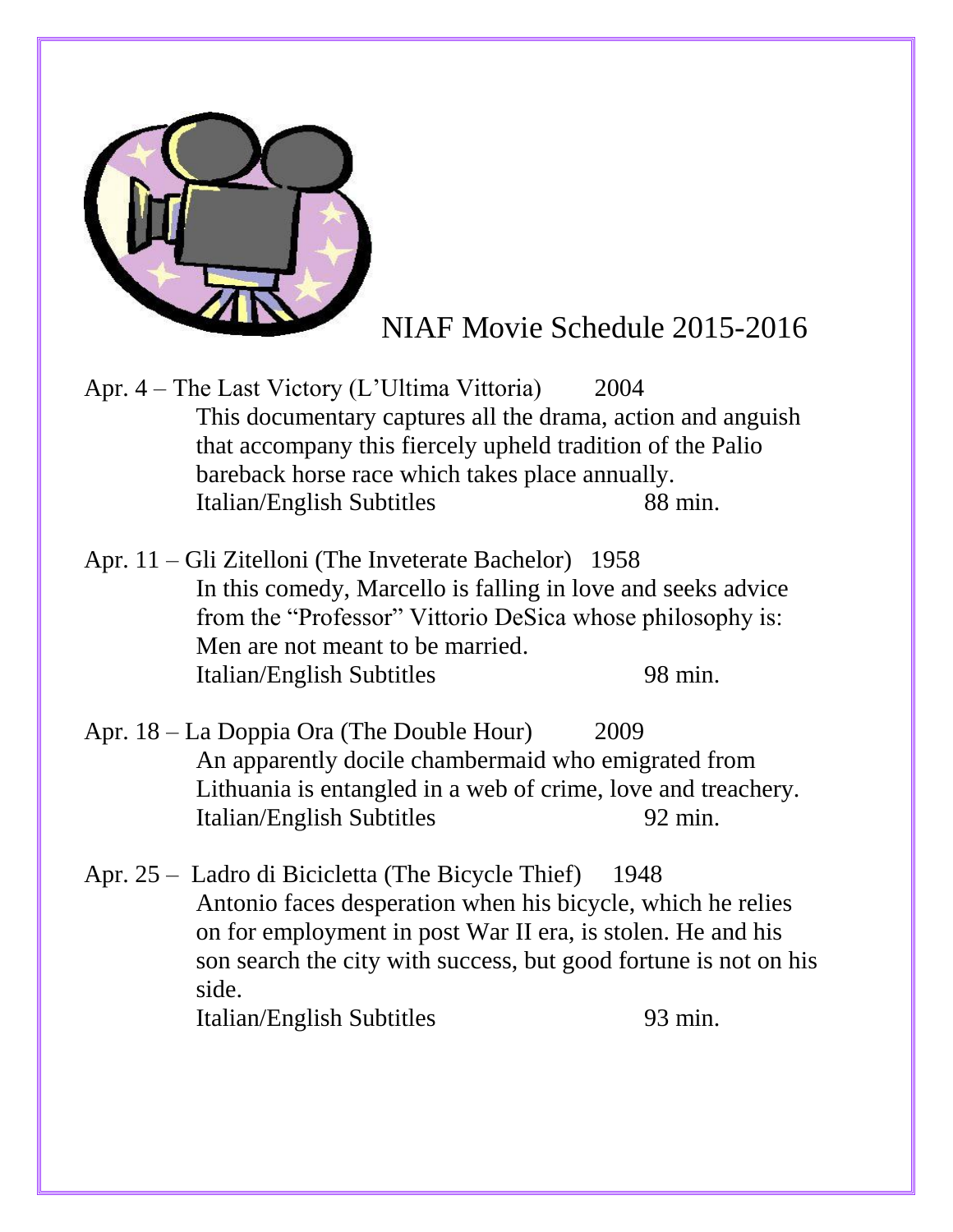# NIAF Movie Schedule 2015-2016

Apr. 4 – The Last Victory (L'Ultima Vittoria) 2004

This documentary captures all the drama, action and anguish that accompany this fiercely upheld tradition of the Palio bareback horse race which takes place annually.

Italian/English Subtitles 88 min.

Apr. 11 – Gli Zitelloni (The Inveterate Bachelor) 1958

In this comedy, Marcello is falling in love and seeks advice from the "Professor" Vittorio DeSica whose philosophy is: Men are not meant to be married.

Italian/English Subtitles 98 min.

Apr. 18 – La Doppia Ora (The Double Hour) 2009

An apparently docile chambermaid who emigrated from Lithuania is entangled in a web of crime, love and treachery.

Italian/English Subtitles 92 min.

Apr. 25 – Ladro di Bicicletta (The Bicycle Thief) 1948

Antonio faces desperation when his bicycle, which he relies on for employment in post War II era, is stolen. He and his son search the city with success, but good fortune is not on his side.

Italian/English Subtitles 93 min.